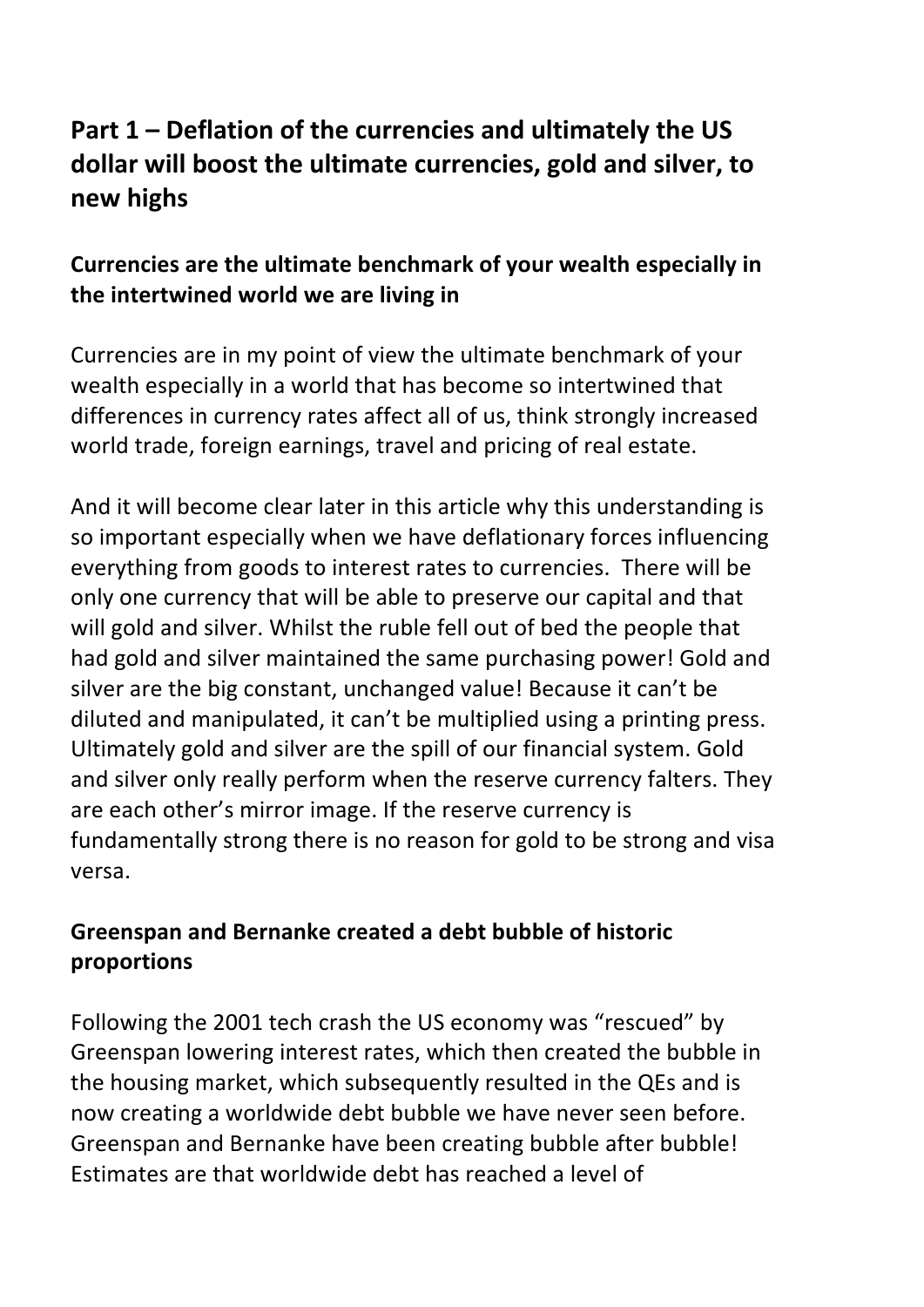## Part 1 – Deflation of the currencies and ultimately the US dollar will boost the ultimate currencies, gold and silver, to new highs

### Currencies are the ultimate benchmark of your wealth especially in the intertwined world we are living in

Currencies are in my point of view the ultimate benchmark of your wealth especially in a world that has become so intertwined that differences in currency rates affect all of us, think strongly increased world trade, foreign earnings, travel and pricing of real estate.

And it will become clear later in this article why this understanding is so important especially when we have deflationary forces influencing everything from goods to interest rates to currencies. There will be only one currency that will be able to preserve our capital and that will gold and silver. Whilst the ruble fell out of bed the people that had gold and silver maintained the same purchasing power! Gold and silver are the big constant, unchanged value! Because it can't be diluted and manipulated, it can't be multiplied using a printing press. Ultimately gold and silver are the spill of our financial system. Gold and silver only really perform when the reserve currency falters. They are each other's mirror image. If the reserve currency is fundamentally strong there is no reason for gold to be strong and visa versa.

### Greenspan and Bernanke created a debt bubble of historic proportions

Following the 2001 tech crash the US economy was "rescued" by Greenspan lowering interest rates, which then created the bubble in the housing market, which subsequently resulted in the QEs and is now creating a worldwide debt bubble we have never seen before. Greenspan and Bernanke have been creating bubble after bubble! Estimates are that worldwide debt has reached a level of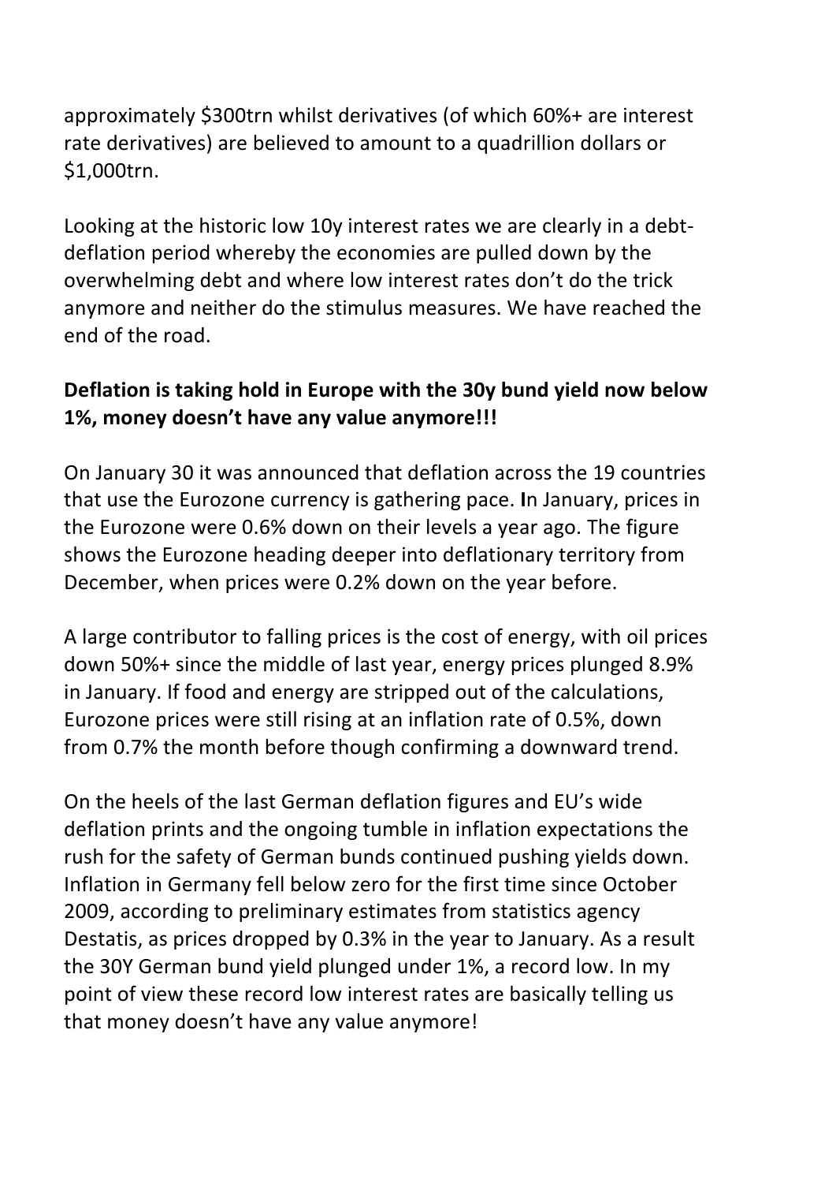approximately $300trn whilst derivatives (of which 60%+ are interest rate derivatives) are believed to amount to a quadrillion dollars or $1,000trn.

Looking at the historic low 10y interest rates we are clearly in a debt-deflation period whereby the economies are pulled down by the overwhelming debt and where low interest rates don't do the trick anymore and neither do the stimulus measures. We have reached the end of the road.

**Deflation is taking hold in Europe with the 30y bund yield now below 1%, money doesn't have any value anymore!!!**

On January 30 it was announced that deflation across the 19 countries that use the Eurozone currency is gathering pace. **I**n January, prices in the Eurozone were 0.6% down on their levels a year ago. The figure shows the Eurozone heading deeper into deflationary territory from December, when prices were 0.2% down on the year before.

A large contributor to falling prices is the cost of energy, with oil prices down 50%+ since the middle of last year, energy prices plunged 8.9% in January. If food and energy are stripped out of the calculations, Eurozone prices were still rising at an inflation rate of 0.5%, down from 0.7% the month before though confirming a downward trend.

On the heels of the last German deflation figures and EU's wide deflation prints and the ongoing tumble in inflation expectations the rush for the safety of German bunds continued pushing yields down. Inflation in Germany fell below zero for the first time since October 2009, according to preliminary estimates from statistics agency Destatis, as prices dropped by 0.3% in the year to January. As a result the 30Y German bund yield plunged under 1%, a record low. In my point of view these record low interest rates are basically telling us that money doesn't have any value anymore!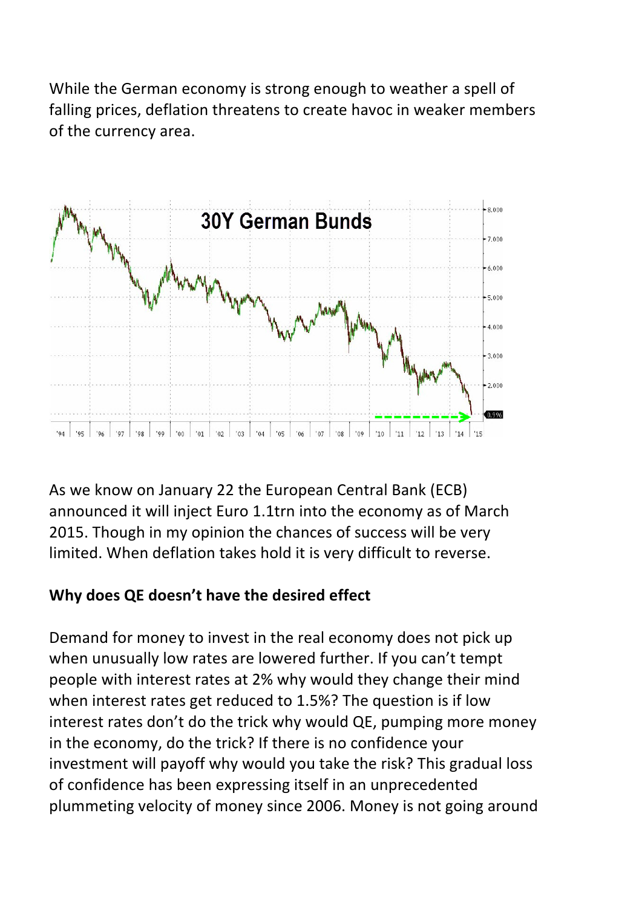While the German economy is strong enough to weather a spell of falling prices, deflation threatens to create havoc in weaker members of the currency area.

As we know on January 22 the European Central Bank (ECB) announced it will inject Euro 1.1trn into the economy as of March 2015. Though in my opinion the chances of success will be very limited. When deflation takes hold it is very difficult to reverse.

**Why does QE doesn't have the desired effect**

Demand for money to invest in the real economy does not pick up when unusually low rates are lowered further. If you can't tempt people with interest rates at 2% why would they change their mind when interest rates get reduced to 1.5%? The question is if low interest rates don't do the trick why would QE, pumping more money in the economy, do the trick? If there is no confidence your investment will payoff why would you take the risk? This gradual loss of confidence has been expressing itself in an unprecedented plummeting velocity of money since 2006. Money is not going around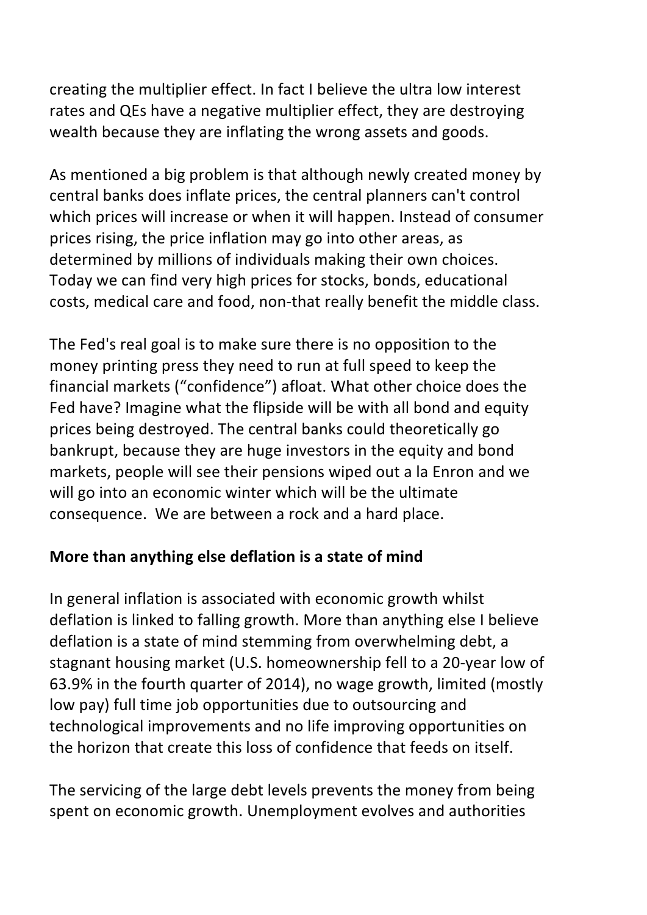creating the multiplier effect. In fact I believe the ultra low interest rates and QEs have a negative multiplier effect, they are destroying wealth because they are inflating the wrong assets and goods.

As mentioned a big problem is that although newly created money by central banks does inflate prices, the central planners can't control which prices will increase or when it will happen. Instead of consumer prices rising, the price inflation may go into other areas, as determined by millions of individuals making their own choices. Today we can find very high prices for stocks, bonds, educational costs, medical care and food, non-that really benefit the middle class.

The Fed's real goal is to make sure there is no opposition to the money printing press they need to run at full speed to keep the financial markets ("confidence") afloat. What other choice does the Fed have? Imagine what the flipside will be with all bond and equity prices being destroyed. The central banks could theoretically go bankrupt, because they are huge investors in the equity and bond markets, people will see their pensions wiped out a la Enron and we will go into an economic winter which will be the ultimate consequence. We are between a rock and a hard place.

**More than anything else deflation is a state of mind**

In general inflation is associated with economic growth whilst deflation is linked to falling growth. More than anything else I believe deflation is a state of mind stemming from overwhelming debt, a stagnant housing market (U.S. homeownership fell to a 20-year low of 63.9% in the fourth quarter of 2014), no wage growth, limited (mostly low pay) full time job opportunities due to outsourcing and technological improvements and no life improving opportunities on the horizon that create this loss of confidence that feeds on itself.

The servicing of the large debt levels prevents the money from being spent on economic growth. Unemployment evolves and authorities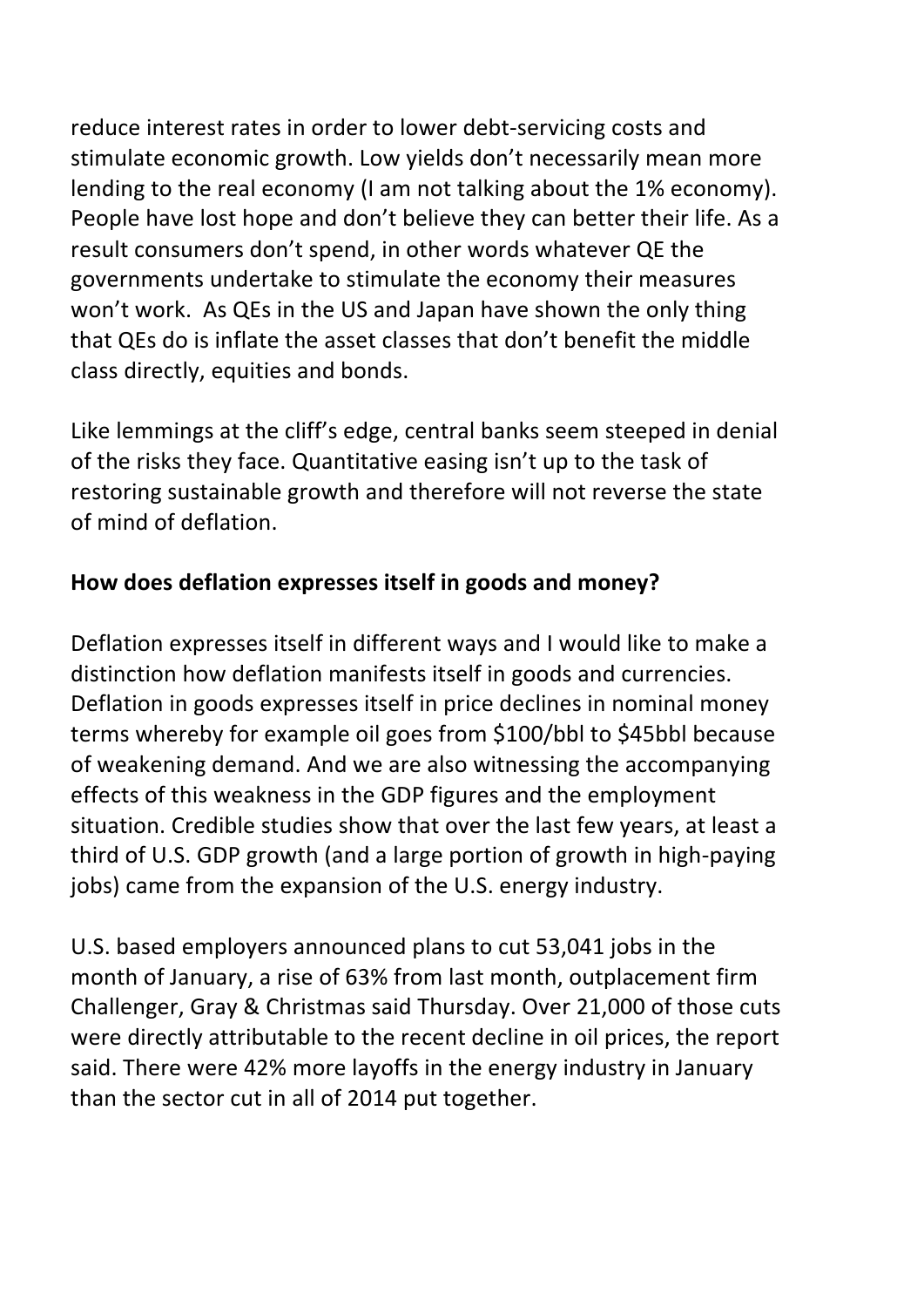reduce interest rates in order to lower debt-servicing costs and stimulate economic growth. Low yields don't necessarily mean more lending to the real economy (I am not talking about the 1% economy). People have lost hope and don't believe they can better their life. As a result consumers don't spend, in other words whatever QE the governments undertake to stimulate the economy their measures won't work. As QEs in the US and Japan have shown the only thing that QEs do is inflate the asset classes that don't benefit the middle class directly, equities and bonds.

Like lemmings at the cliff's edge, central banks seem steeped in denial of the risks they face. Quantitative easing isn't up to the task of restoring sustainable growth and therefore will not reverse the state of mind of deflation.

**How does deflation expresses itself in goods and money?**

Deflation expresses itself in different ways and I would like to make a distinction how deflation manifests itself in goods and currencies. Deflation in goods expresses itself in price declines in nominal money terms whereby for example oil goes from $100/bbl to $45bbl because of weakening demand. And we are also witnessing the accompanying effects of this weakness in the GDP figures and the employment situation. Credible studies show that over the last few years, at least a third of U.S. GDP growth (and a large portion of growth in high-paying jobs) came from the expansion of the U.S. energy industry.

U.S. based employers announced plans to cut 53,041 jobs in the month of January, a rise of 63% from last month, outplacement firm Challenger, Gray & Christmas said Thursday. Over 21,000 of those cuts were directly attributable to the recent decline in oil prices, the report said. There were 42% more layoffs in the energy industry in January than the sector cut in all of 2014 put together.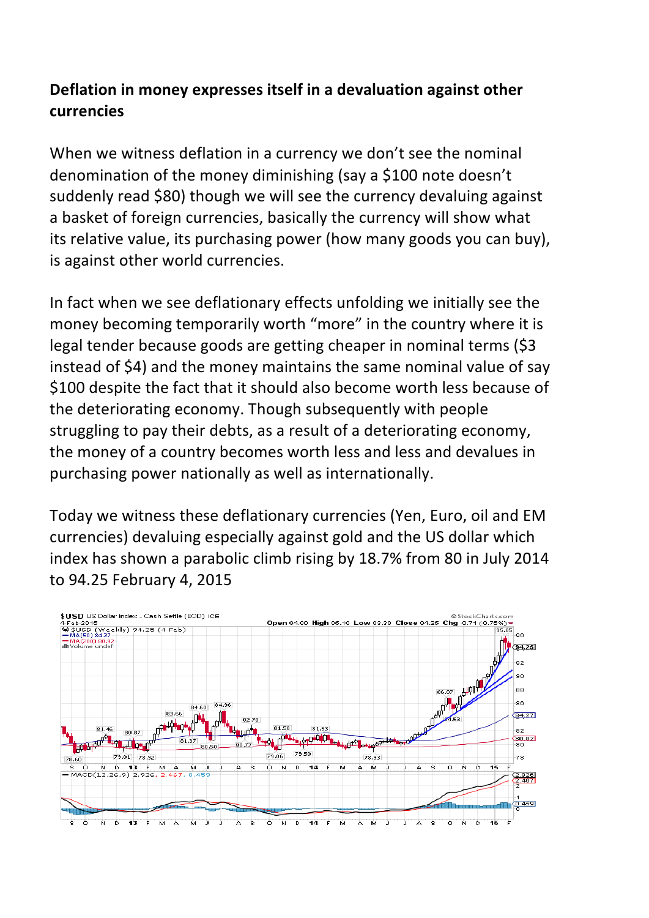**Deflation in money expresses itself in a devaluation against other currencies**

When we witness deflation in a currency we don't see the nominal denomination of the money diminishing (say a $100 note doesn't suddenly read $80) though we will see the currency devaluing against a basket of foreign currencies, basically the currency will show what its relative value, its purchasing power (how many goods you can buy), is against other world currencies.

In fact when we see deflationary effects unfolding we initially see the money becoming temporarily worth "more" in the country where it is legal tender because goods are getting cheaper in nominal terms ($3 instead of $4) and the money maintains the same nominal value of say $100 despite the fact that it should also become worth less because of the deteriorating economy. Though subsequently with people struggling to pay their debts, as a result of a deteriorating economy, the money of a country becomes worth less and less and devalues in purchasing power nationally as well as internationally.

Today we witness these deflationary currencies (Yen, Euro, oil and EM currencies) devaluing especially against gold and the US dollar which index has shown a parabolic climb rising by 18.7% from 80 in July 2014 to 94.25 February 4, 2015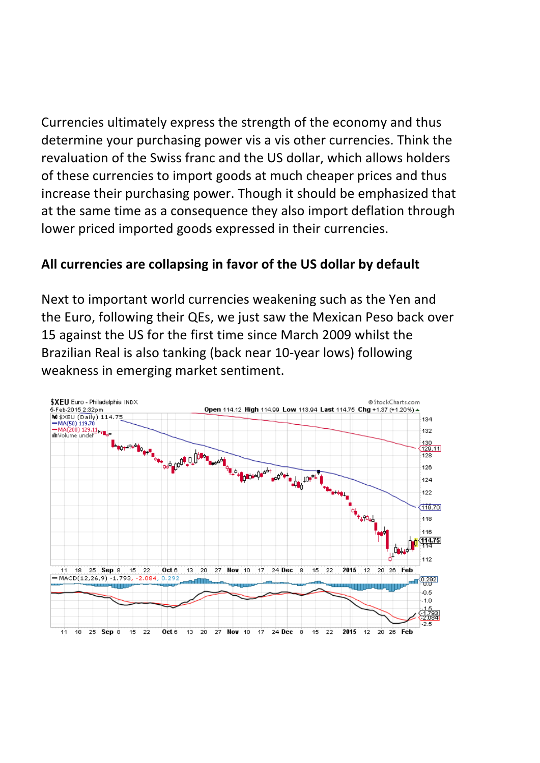Currencies ultimately express the strength of the economy and thus determine your purchasing power vis a vis other currencies. Think the revaluation of the Swiss franc and the US dollar, which allows holders of these currencies to import goods at much cheaper prices and thus increase their purchasing power. Though it should be emphasized that at the same time as a consequence they also import deflation through lower priced imported goods expressed in their currencies.

**All currencies are collapsing in favor of the US dollar by default**

Next to important world currencies weakening such as the Yen and the Euro, following their QEs, we just saw the Mexican Peso back over 15 against the US for the first time since March 2009 whilst the Brazilian Real is also tanking (back near 10-year lows) following weakness in emerging market sentiment.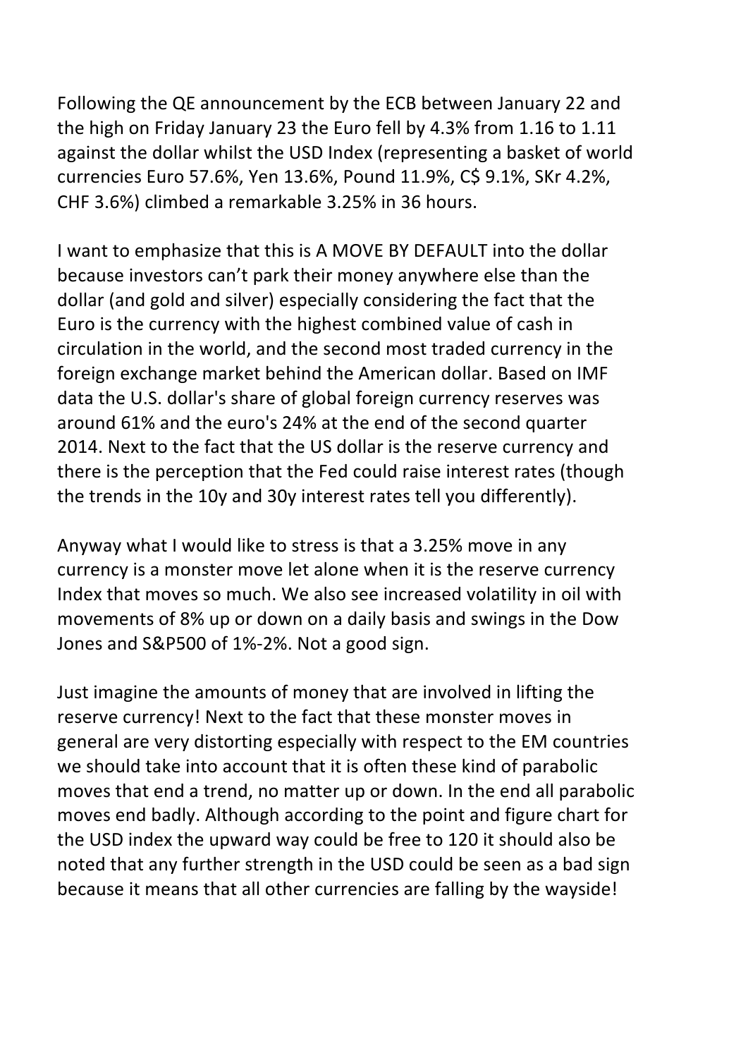Following the QE announcement by the ECB between January 22 and the high on Friday January 23 the Euro fell by 4.3% from 1.16 to 1.11 against the dollar whilst the USD Index (representing a basket of world currencies Euro 57.6%, Yen 13.6%, Pound 11.9%, C$ 9.1%, SKr 4.2%, CHF 3.6%) climbed a remarkable 3.25% in 36 hours.

I want to emphasize that this is A MOVE BY DEFAULT into the dollar because investors can't park their money anywhere else than the dollar (and gold and silver) especially considering the fact that the Euro is the currency with the highest combined value of cash in circulation in the world, and the second most traded currency in the foreign exchange market behind the American dollar. Based on IMF data the U.S. dollar's share of global foreign currency reserves was around 61% and the euro's 24% at the end of the second quarter 2014. Next to the fact that the US dollar is the reserve currency and there is the perception that the Fed could raise interest rates (though the trends in the 10y and 30y interest rates tell you differently).

Anyway what I would like to stress is that a 3.25% move in any currency is a monster move let alone when it is the reserve currency Index that moves so much. We also see increased volatility in oil with movements of 8% up or down on a daily basis and swings in the Dow Jones and S&P500 of 1%-2%. Not a good sign.

Just imagine the amounts of money that are involved in lifting the reserve currency! Next to the fact that these monster moves in general are very distorting especially with respect to the EM countries we should take into account that it is often these kind of parabolic moves that end a trend, no matter up or down. In the end all parabolic moves end badly. Although according to the point and figure chart for the USD index the upward way could be free to 120 it should also be noted that any further strength in the USD could be seen as a bad sign because it means that all other currencies are falling by the wayside!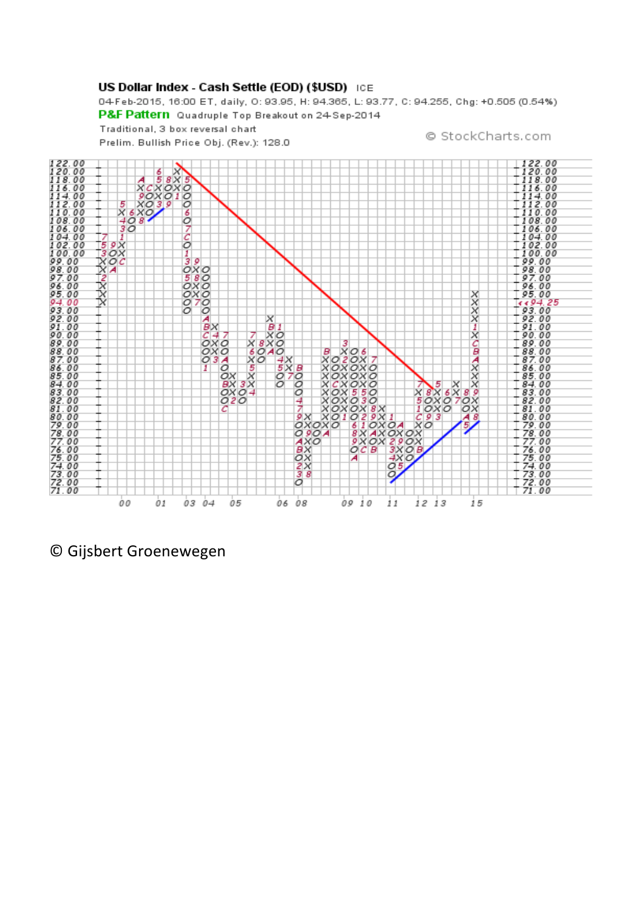US Dollar Index - Cash Settle (EOD) ($USD) ICE

04-Feb-2015, 16:00 ET, daily, O: 93.95, H: 94.365, L: 93.77, C: 94.255, Chg: +0.505 (0.54%)

P&F Pattern Quadruple Top Breakout on 24-Sep-2014

Traditional, 3 box reversal chart

Prelim. Bullish Price Obj. (Rev.): 128.0

© StockCharts.com

122.00
120.00
118.00
116.00
114.00
112.00
110.00
108.00
106.00
104.00
102.00
100.00
99.00
98.00
97.00
96.00
95.00
94.00
93.00
92.00
91.00
90.00
89.00
88.00
87.00
86.00
85.00
84.00
83.00
82.00
81.00
80.00
79.00
78.00
77.00
76.00
75.00
74.00
73.00
72.00
71.00

00 01 03 04 05 06 08 09 10 11 12 13 15

94.25

© Gijsbert Groenewegen